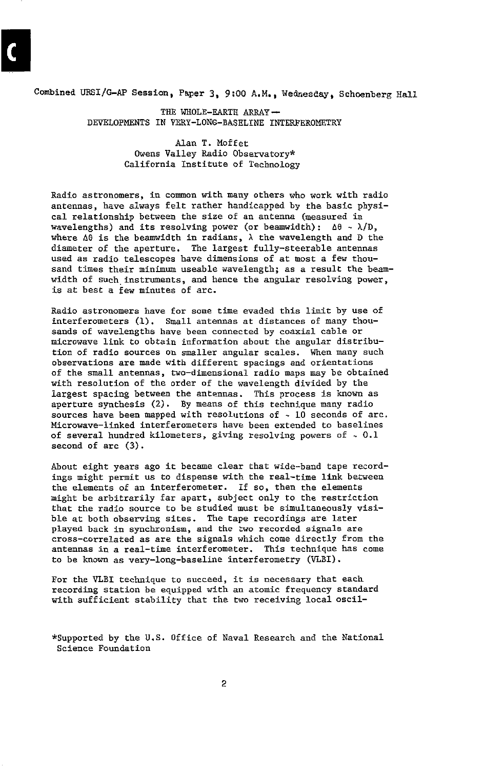Combined URSI/G-AP Session, Paper 3, 9:00 A.M., Wednesday, Schoenberg Hall

# THE WHOLE-EARTH ARRAY — DEVELOPMENTS IN VERY-LONG-BASELINE INTERFEROMETRY

Alan T. Moffet
Owens Valley Radio Observatory*
California Institute of Technology

Radio astronomers, in common with many others who work with radio antennas, have always felt rather handicapped by the basic physical relationship between the size of an antenna (measured in wavelengths) and its resolving power (or beamwidth): $\Delta\theta \sim \lambda/D$, where $\Delta\theta$ is the beamwidth in radians, $\lambda$ the wavelength and D the diameter of the aperture. The largest fully-steerable antennas used as radio telescopes have dimensions of at most a few thousand times their minimum useable wavelength; as a result the beamwidth of such instruments, and hence the angular resolving power, is at best a few minutes of arc.

Radio astronomers have for some time evaded this limit by use of interferometers (1). Small antennas at distances of many thousands of wavelengths have been connected by coaxial cable or microwave link to obtain information about the angular distribution of radio sources on smaller angular scales. When many such observations are made with different spacings and orientations of the small antennas, two-dimensional radio maps may be obtained with resolution of the order of the wavelength divided by the largest spacing between the antennas. This process is known as aperture synthesis (2). By means of this technique many radio sources have been mapped with resolutions of ~ 10 seconds of arc. Microwave-linked interferometers have been extended to baselines of several hundred kilometers, giving resolving powers of ~ 0.1 second of arc (3).

About eight years ago it became clear that wide-band tape recordings might permit us to dispense with the real-time link between the elements of an interferometer. If so, then the elements might be arbitrarily far apart, subject only to the restriction that the radio source to be studied must be simultaneously visible at both observing sites. The tape recordings are later played back in synchronism, and the two recorded signals are cross-correlated as are the signals which come directly from the antennas in a real-time interferometer. This technique has come to be known as very-long-baseline interferometry (VLBI).

For the VLBI technique to succeed, it is necessary that each recording station be equipped with an atomic frequency standard with sufficient stability that the two receiving local oscil-

*Supported by the U.S. Office of Naval Research and the National Science Foundation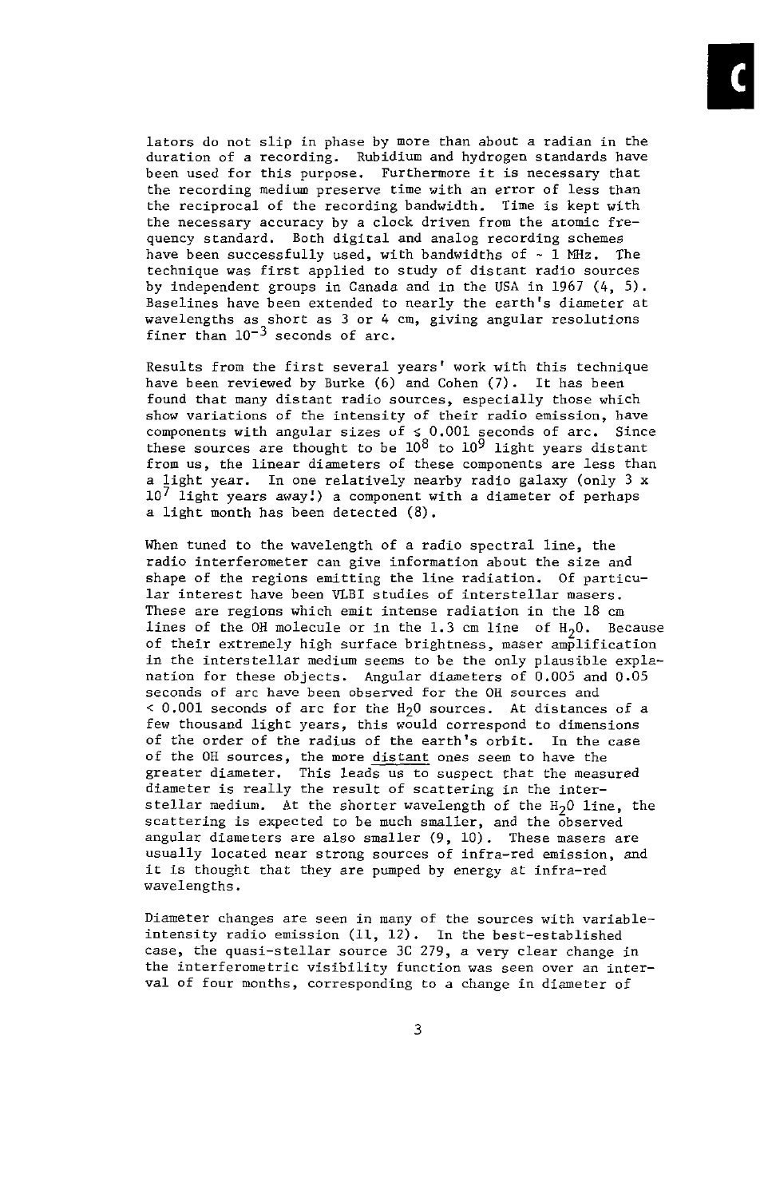lators do not slip in phase by more than about a radian in the duration of a recording. Rubidium and hydrogen standards have been used for this purpose. Furthermore it is necessary that the recording medium preserve time with an error of less than the reciprocal of the recording bandwidth. Time is kept with the necessary accuracy by a clock driven from the atomic frequency standard. Both digital and analog recording schemes have been successfully used, with bandwidths of ~ 1 MHz. The technique was first applied to study of distant radio sources by independent groups in Canada and in the USA in 1967 (4, 5). Baselines have been extended to nearly the earth's diameter at wavelengths as short as 3 or 4 cm, giving angular resolutions finer than $10^{-3}$ seconds of arc.

Results from the first several years' work with this technique have been reviewed by Burke (6) and Cohen (7). It has been found that many distant radio sources, especially those which show variations of the intensity of their radio emission, have components with angular sizes of $\leq 0.001$ seconds of arc. Since these sources are thought to be $10^8$ to $10^9$ light years distant from us, the linear diameters of these components are less than a light year. In one relatively nearby radio galaxy (only $3 \times 10^7$ light years away!) a component with a diameter of perhaps a light month has been detected (8).

When tuned to the wavelength of a radio spectral line, the radio interferometer can give information about the size and shape of the regions emitting the line radiation. Of particular interest have been VLBI studies of interstellar masers. These are regions which emit intense radiation in the 18 cm lines of the OH molecule or in the 1.3 cm line of $H_2O$. Because of their extremely high surface brightness, maser amplification in the interstellar medium seems to be the only plausible explanation for these objects. Angular diameters of 0.005 and 0.05 seconds of arc have been observed for the OH sources and $< 0.001$ seconds of arc for the $H_2O$ sources. At distances of a few thousand light years, this would correspond to dimensions of the order of the radius of the earth's orbit. In the case of the OH sources, the more distant ones seem to have the greater diameter. This leads us to suspect that the measured diameter is really the result of scattering in the interstellar medium. At the shorter wavelength of the $H_2O$ line, the scattering is expected to be much smaller, and the observed angular diameters are also smaller (9, 10). These masers are usually located near strong sources of infra-red emission, and it is thought that they are pumped by energy at infra-red wavelengths.

Diameter changes are seen in many of the sources with variable-intensity radio emission (11, 12). In the best-established case, the quasi-stellar source 3C 279, a very clear change in the interferometric visibility function was seen over an interval of four months, corresponding to a change in diameter of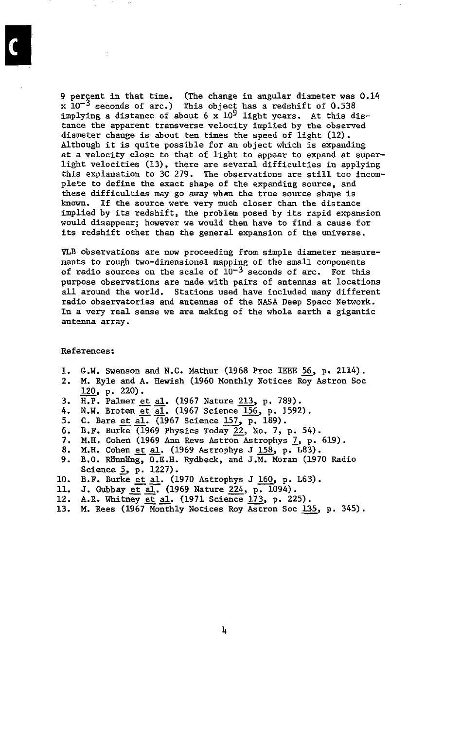9 percent in that time. (The change in angular diameter was 0.14 $\times 10^{-3}$ seconds of arc.) This object has a redshift of 0.538 implying a distance of about $6 \times 10^9$ light years. At this distance the apparent transverse velocity implied by the observed diameter change is about ten times the speed of light (12). Although it is quite possible for an object which is expanding at a velocity close to that of light to appear to expand at superlight velocities (13), there are several difficulties in applying this explanation to 3C 279. The observations are still too incomplete to define the exact shape of the expanding source, and these difficulties may go away when the true source shape is known. If the source were very much closer than the distance implied by its redshift, the problem posed by its rapid expansion would disappear; however we would then have to find a cause for its redshift other than the general expansion of the universe.

VLB observations are now proceeding from simple diameter measurements to rough two-dimensional mapping of the small components of radio sources on the scale of $10^{-3}$ seconds of arc. For this purpose observations are made with pairs of antennas at locations all around the world. Stations used have included many different radio observatories and antennas of the NASA Deep Space Network. In a very real sense we are making of the whole earth a gigantic antenna array.

References:

1. G.W. Swenson and N.C. Mathur (1968 Proc IEEE 56, p. 2114).
2. M. Ryle and A. Hewish (1960 Monthly Notices Roy Astron Soc 120, p. 220).
3. H.P. Palmer et al. (1967 Nature 213, p. 789).
4. N.W. Broten et al. (1967 Science 156, p. 1592).
5. C. Bare et al. (1967 Science 157, p. 189).
6. B.F. Burke (1969 Physics Today 22, No. 7, p. 54).
7. M.H. Cohen (1969 Ann Revs Astron Astrophys 7, p. 619).
8. M.H. Cohen et al. (1969 Astrophys J 158, p. L83).
9. B.O. Rönnäng, O.E.H. Rydbeck, and J.M. Moran (1970 Radio Science 5, p. 1227).
10. B.F. Burke et al. (1970 Astrophys J 160, p. L63).
11. J. Gubbay et al. (1969 Nature 224, p. 1094).
12. A.R. Whitney et al. (1971 Science 173, p. 225).
13. M. Rees (1967 Monthly Notices Roy Astron Soc 135, p. 345).